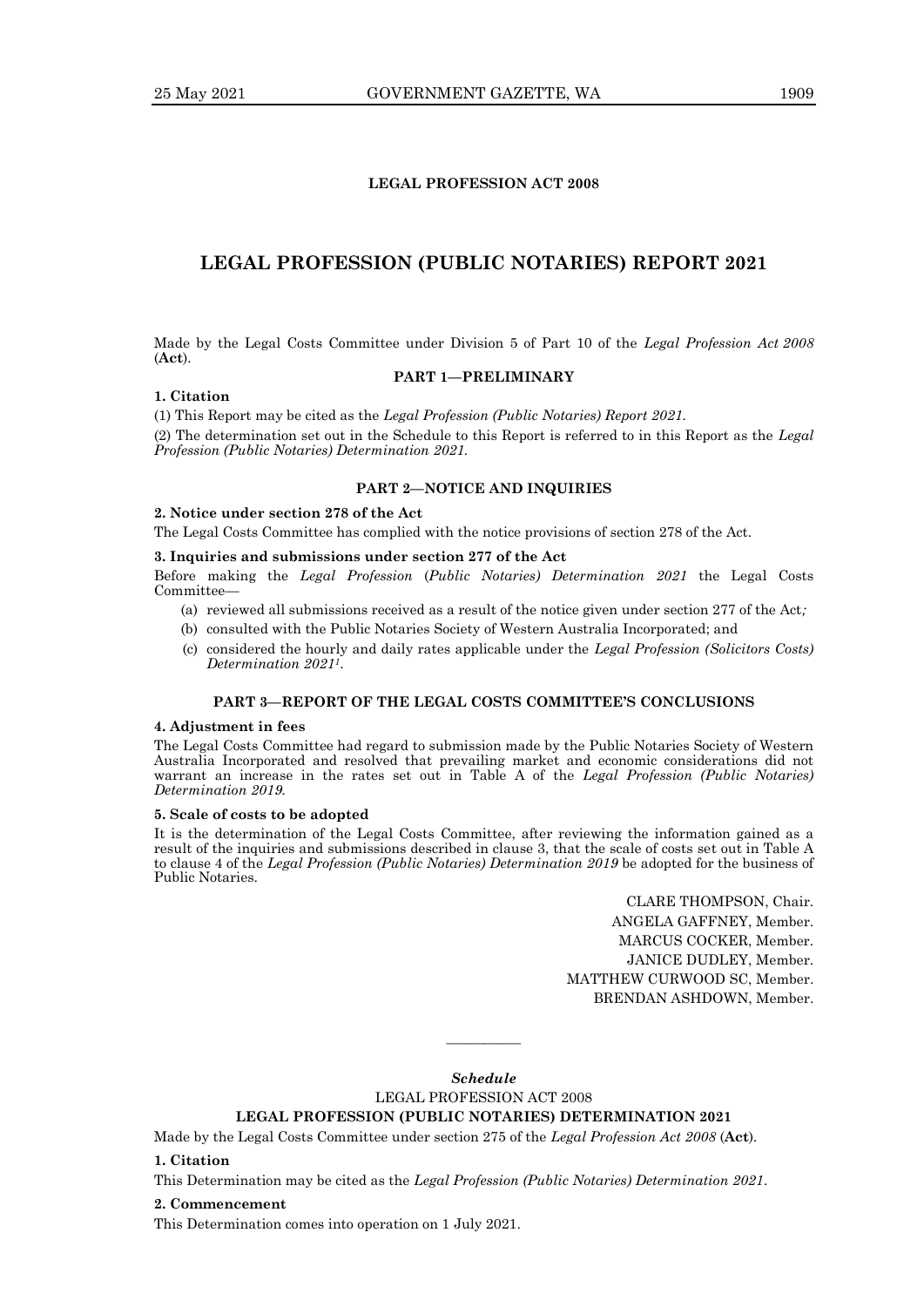**LEGAL PROFESSION ACT 2008**

# LEGAL PROFESSION (PUBLIC NOTARIES) REPORT 2021

Made by the Legal Costs Committee under Division 5 of Part 10 of the *Legal Profession Act 2008* (**Act**).

## PART 1—PRELIMINARY

### 1. Citation

(1) This Report may be cited as the *Legal Profession (Public Notaries) Report 2021*.

(2) The determination set out in the Schedule to this Report is referred to in this Report as the *Legal Profession (Public Notaries) Determination 2021*.

## PART 2—NOTICE AND INQUIRIES

### 2. Notice under section 278 of the Act

The Legal Costs Committee has complied with the notice provisions of section 278 of the Act.

### 3. Inquiries and submissions under section 277 of the Act

Before making the *Legal Profession* (*Public Notaries) Determination 2021* the Legal Costs Committee—

(a) reviewed all submissions received as a result of the notice given under section 277 of the Act*;*

(b) consulted with the Public Notaries Society of Western Australia Incorporated; and

(c) considered the hourly and daily rates applicable under the *Legal Profession (Solicitors Costs) Determination 2021*[1].

## PART 3—REPORT OF THE LEGAL COSTS COMMITTEE'S CONCLUSIONS

### 4. Adjustment in fees

The Legal Costs Committee had regard to submission made by the Public Notaries Society of Western Australia Incorporated and resolved that prevailing market and economic considerations did not warrant an increase in the rates set out in Table A of the *Legal Profession (Public Notaries) Determination 2019.*

### 5. Scale of costs to be adopted

It is the determination of the Legal Costs Committee, after reviewing the information gained as a result of the inquiries and submissions described in clause 3, that the scale of costs set out in Table A to clause 4 of the *Legal Profession (Public Notaries) Determination 2019* be adopted for the business of Public Notaries.

CLARE THOMPSON, Chair.
ANGELA GAFFNEY, Member.
MARCUS COCKER, Member.
JANICE DUDLEY, Member.
MATTHEW CURWOOD SC, Member.
BRENDAN ASHDOWN, Member.

---

***Schedule***

LEGAL PROFESSION ACT 2008

**LEGAL PROFESSION (PUBLIC NOTARIES) DETERMINATION 2021**

Made by the Legal Costs Committee under section 275 of the *Legal Profession Act 2008* (**Act**).

### 1. Citation

This Determination may be cited as the *Legal Profession (Public Notaries) Determination 2021*.

### 2. Commencement

This Determination comes into operation on 1 July 2021.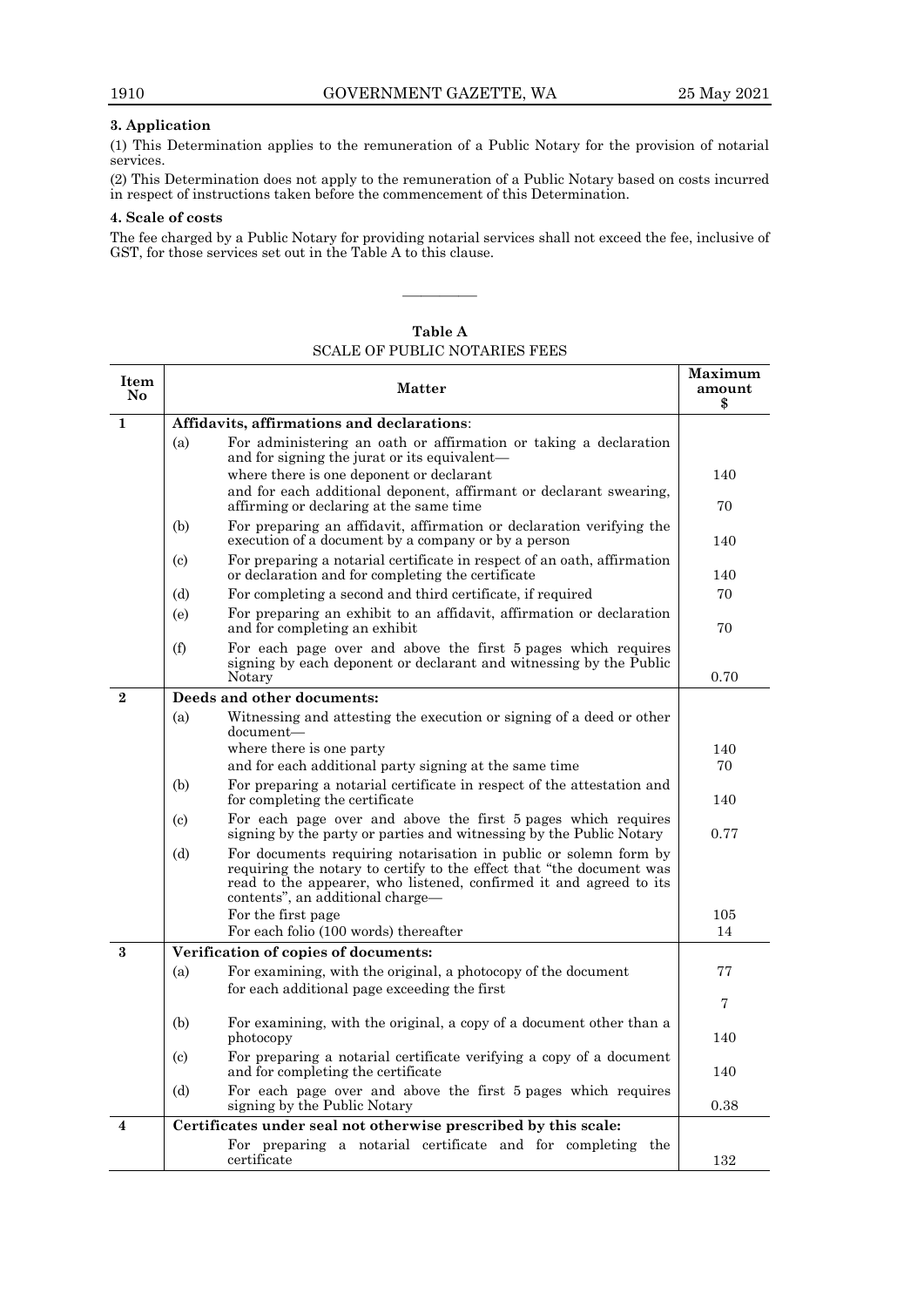### 3. Application

(1) This Determination applies to the remuneration of a Public Notary for the provision of notarial services.

(2) This Determination does not apply to the remuneration of a Public Notary based on costs incurred in respect of instructions taken before the commencement of this Determination.

### 4. Scale of costs

The fee charged by a Public Notary for providing notarial services shall not exceed the fee, inclusive of GST, for those services set out in the Table A to this clause.

———————

**Table A**

SCALE OF PUBLIC NOTARIES FEES

| Item No | | Matter | Maximum amount $ |
|---|---|---|---|
| **1** | **Affidavits, affirmations and declarations**: | | |
| | (a) | For administering an oath or affirmation or taking a declaration and for signing the jurat or its equivalent— | |
| | | where there is one deponent or declarant | 140 |
| | | and for each additional deponent, affirmant or declarant swearing, affirming or declaring at the same time | 70 |
| | (b) | For preparing an affidavit, affirmation or declaration verifying the execution of a document by a company or by a person | 140 |
| | (c) | For preparing a notarial certificate in respect of an oath, affirmation or declaration and for completing the certificate | 140 |
| | (d) | For completing a second and third certificate, if required | 70 |
| | (e) | For preparing an exhibit to an affidavit, affirmation or declaration and for completing an exhibit | 70 |
| | (f) | For each page over and above the first 5 pages which requires signing by each deponent or declarant and witnessing by the Public Notary | 0.70 |
| **2** | **Deeds and other documents:** | | |
| | (a) | Witnessing and attesting the execution or signing of a deed or other document— | |
| | | where there is one party | 140 |
| | | and for each additional party signing at the same time | 70 |
| | (b) | For preparing a notarial certificate in respect of the attestation and for completing the certificate | 140 |
| | (c) | For each page over and above the first 5 pages which requires signing by the party or parties and witnessing by the Public Notary | 0.77 |
| | (d) | For documents requiring notarisation in public or solemn form by requiring the notary to certify to the effect that "the document was read to the appearer, who listened, confirmed it and agreed to its contents", an additional charge— | |
| | | For the first page | 105 |
| | | For each folio (100 words) thereafter | 14 |
| **3** | **Verification of copies of documents:** | | |
| | (a) | For examining, with the original, a photocopy of the document | 77 |
| | | for each additional page exceeding the first | 7 |
| | (b) | For examining, with the original, a copy of a document other than a photocopy | 140 |
| | (c) | For preparing a notarial certificate verifying a copy of a document and for completing the certificate | 140 |
| | (d) | For each page over and above the first 5 pages which requires signing by the Public Notary | 0.38 |
| **4** | **Certificates under seal not otherwise prescribed by this scale:** | | |
| | | For preparing a notarial certificate and for completing the certificate | 132 |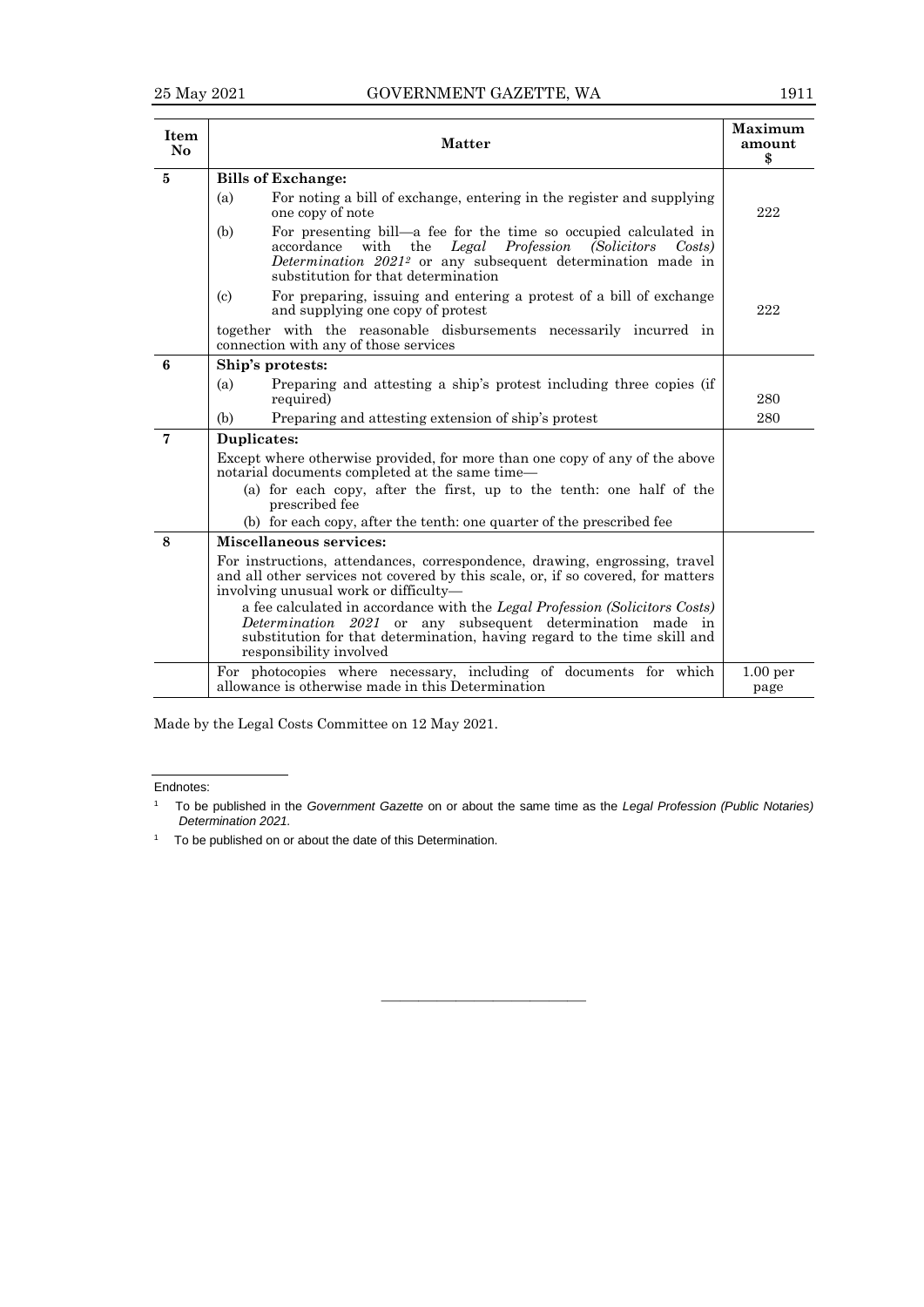| Item No | Matter | Maximum amount $ |
|---|---|---|
| 5 | **Bills of Exchange:** | |
| | (a) For noting a bill of exchange, entering in the register and supplying one copy of note | 222 |
| | (b) For presenting bill—a fee for the time so occupied calculated in accordance with the *Legal Profession (Solicitors Costs) Determination 2021*[2] or any subsequent determination made in substitution for that determination | |
| | (c) For preparing, issuing and entering a protest of a bill of exchange and supplying one copy of protest | 222 |
| | together with the reasonable disbursements necessarily incurred in connection with any of those services | |
| 6 | **Ship's protests:** | |
| | (a) Preparing and attesting a ship's protest including three copies (if required) | 280 |
| | (b) Preparing and attesting extension of ship's protest | 280 |
| 7 | **Duplicates:** | |
| | Except where otherwise provided, for more than one copy of any of the above notarial documents completed at the same time— | |
| | (a) for each copy, after the first, up to the tenth: one half of the prescribed fee | |
| | (b) for each copy, after the tenth: one quarter of the prescribed fee | |
| 8 | **Miscellaneous services:** | |
| | For instructions, attendances, correspondence, drawing, engrossing, travel and all other services not covered by this scale, or, if so covered, for matters involving unusual work or difficulty— a fee calculated in accordance with the *Legal Profession (Solicitors Costs) Determination 2021* or any subsequent determination made in substitution for that determination, having regard to the time skill and responsibility involved | |
| | For photocopies where necessary, including of documents for which allowance is otherwise made in this Determination | 1.00 per page |

Made by the Legal Costs Committee on 12 May 2021.

Endnotes:

[1] To be published in the *Government Gazette* on or about the same time as the *Legal Profession (Public Notaries) Determination 2021.*

[1] To be published on or about the date of this Determination.

———————————